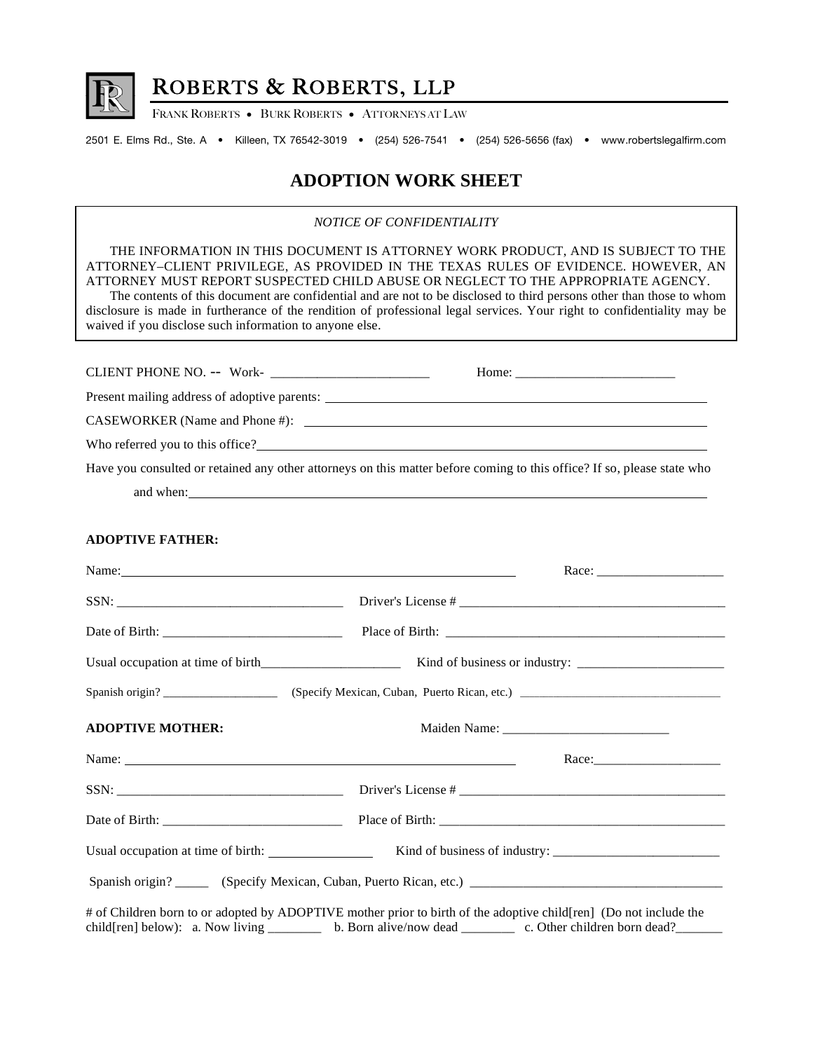# ROBERTS & ROBERTS, LLP

FRANK ROBERTS • BURK ROBERTS • ATTORNEYS AT LAW

2501 E. Elms Rd., Ste. A • Killeen, TX 76542-3019 • (254) 526-7541 • (254) 526-5656 (fax) • www.robertslegalfirm.com

## ADOPTION WORK SHEET

*NOTICE OF CONFIDENTIALITY*

THE INFORMATION IN THIS DOCUMENT IS ATTORNEY WORK PRODUCT, AND IS SUBJECT TO THE ATTORNEY–CLIENT PRIVILEGE, AS PROVIDED IN THE TEXAS RULES OF EVIDENCE. HOWEVER, AN ATTORNEY MUST REPORT SUSPECTED CHILD ABUSE OR NEGLECT TO THE APPROPRIATE AGENCY.

The contents of this document are confidential and are not to be disclosed to third persons other than those to whom disclosure is made in furtherance of the rendition of professional legal services. Your right to confidentiality may be waived if you disclose such information to anyone else.

CLIENT PHONE NO. -- Work- ________________________ Home: ________________________

Present mailing address of adoptive parents: ________________________

CASEWORKER (Name and Phone #): ________________________

Who referred you to this office? ________________________

Have you consulted or retained any other attorneys on this matter before coming to this office? If so, please state who and when: ________________________

**ADOPTIVE FATHER:**

Name: ________________________ Race: ___________________

SSN: ________________________ Driver's License # ________________________

Date of Birth: ________________________ Place of Birth: ________________________

Usual occupation at time of birth_____________________ Kind of business or industry: ______________________

Spanish origin? ___________________ (Specify Mexican, Cuban, Puerto Rican, etc.) ________________________

**ADOPTIVE MOTHER:** Maiden Name: ________________________

Name: ________________________ Race: ___________________

SSN: ________________________ Driver's License # ________________________

Date of Birth: ________________________ Place of Birth: ________________________

Usual occupation at time of birth: _______________ Kind of business of industry: ________________________

Spanish origin? _____ (Specify Mexican, Cuban, Puerto Rican, etc.) ________________________

# of Children born to or adopted by ADOPTIVE mother prior to birth of the adoptive child[ren] (Do not include the child[ren] below): a. Now living ________ b. Born alive/now dead ________ c. Other children born dead?_______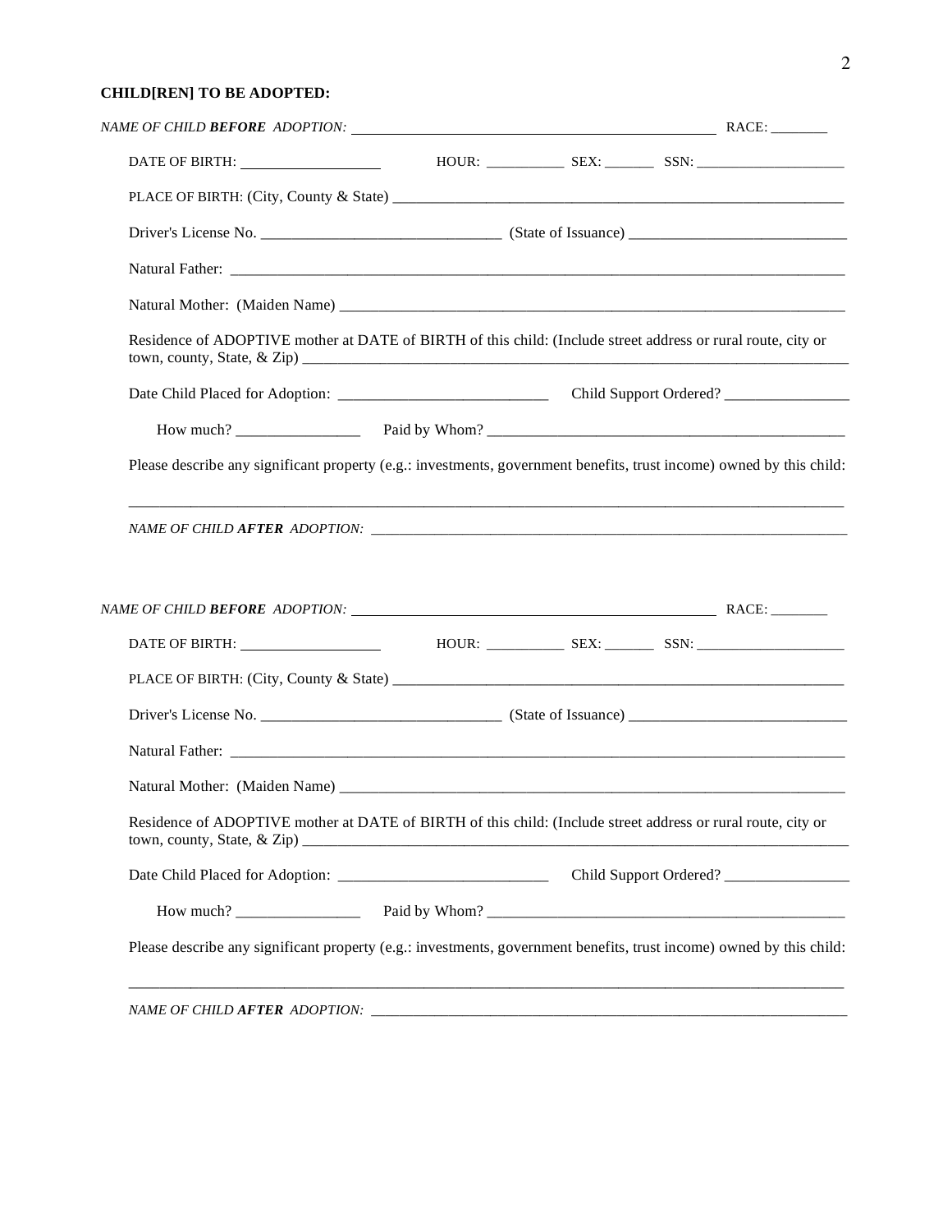**CHILD[REN] TO BE ADOPTED:**

*NAME OF CHILD* ***BEFORE*** *ADOPTION:* ______________________________ RACE: ________

DATE OF BIRTH: ____________________ HOUR: ___________ SEX: _______ SSN: ____________________

PLACE OF BIRTH: (City, County & State) ____________________________________________________________

Driver's License No. ______________________________ (State of Issuance) ____________________________

Natural Father: ____________________________________________________________________________________

Natural Mother: (Maiden Name) ___________________________________________________________________

Residence of ADOPTIVE mother at DATE of BIRTH of this child: (Include street address or rural route, city or town, county, State, & Zip) ____________________________________________________________________________

Date Child Placed for Adoption: ___________________________ Child Support Ordered? ________________

How much? ________________ Paid by Whom? _______________________________________________

Please describe any significant property (e.g.: investments, government benefits, trust income) owned by this child:

_______________________________________________________________________________________________

*NAME OF CHILD* ***AFTER*** *ADOPTION:* __________________________________________________________

*NAME OF CHILD* ***BEFORE*** *ADOPTION:* ______________________________ RACE: ________

DATE OF BIRTH: ____________________ HOUR: ___________ SEX: _______ SSN: ____________________

PLACE OF BIRTH: (City, County & State) ____________________________________________________________

Driver's License No. ______________________________ (State of Issuance) ____________________________

Natural Father: ____________________________________________________________________________________

Natural Mother: (Maiden Name) ___________________________________________________________________

Residence of ADOPTIVE mother at DATE of BIRTH of this child: (Include street address or rural route, city or town, county, State, & Zip) ____________________________________________________________________________

Date Child Placed for Adoption: ___________________________ Child Support Ordered? ________________

How much? ________________ Paid by Whom? _______________________________________________

Please describe any significant property (e.g.: investments, government benefits, trust income) owned by this child:

_______________________________________________________________________________________________

*NAME OF CHILD* ***AFTER*** *ADOPTION:* __________________________________________________________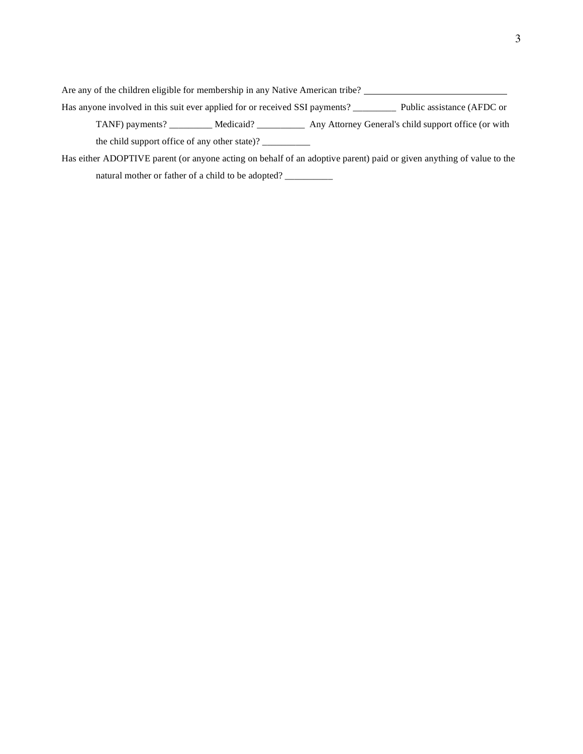Are any of the children eligible for membership in any Native American tribe? ______________________________

Has anyone involved in this suit ever applied for or received SSI payments? _________ Public assistance (AFDC or TANF) payments? _________ Medicaid? __________ Any Attorney General's child support office (or with the child support office of any other state)? __________

Has either ADOPTIVE parent (or anyone acting on behalf of an adoptive parent) paid or given anything of value to the natural mother or father of a child to be adopted? __________